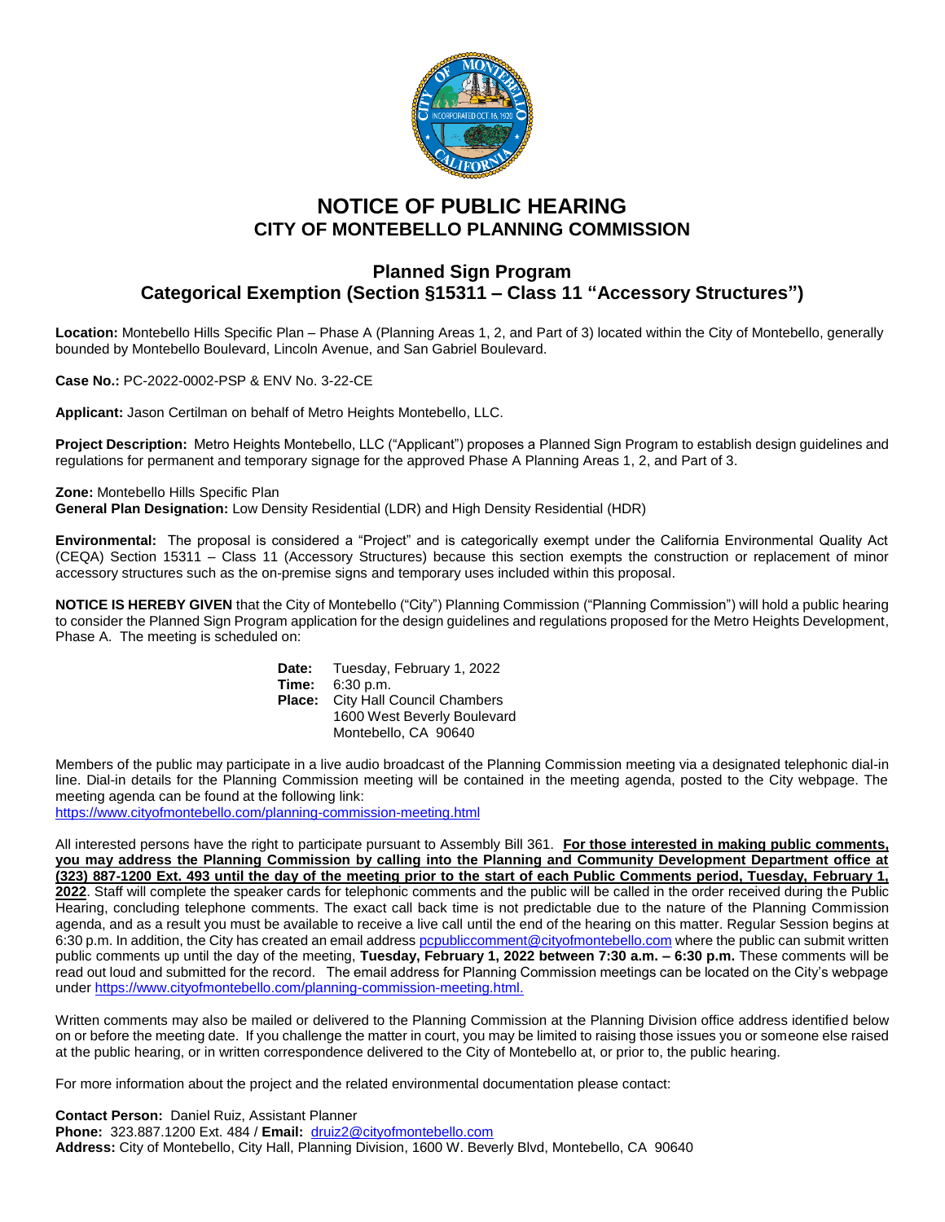# NOTICE OF PUBLIC HEARING
## CITY OF MONTEBELLO PLANNING COMMISSION

## Planned Sign Program
## Categorical Exemption (Section §15311 – Class 11 "Accessory Structures")

**Location:** Montebello Hills Specific Plan – Phase A (Planning Areas 1, 2, and Part of 3) located within the City of Montebello, generally bounded by Montebello Boulevard, Lincoln Avenue, and San Gabriel Boulevard.

**Case No.:** PC-2022-0002-PSP & ENV No. 3-22-CE

**Applicant:** Jason Certilman on behalf of Metro Heights Montebello, LLC.

**Project Description:** Metro Heights Montebello, LLC ("Applicant") proposes a Planned Sign Program to establish design guidelines and regulations for permanent and temporary signage for the approved Phase A Planning Areas 1, 2, and Part of 3.

**Zone:** Montebello Hills Specific Plan
**General Plan Designation:** Low Density Residential (LDR) and High Density Residential (HDR)

**Environmental:** The proposal is considered a "Project" and is categorically exempt under the California Environmental Quality Act (CEQA) Section 15311 – Class 11 (Accessory Structures) because this section exempts the construction or replacement of minor accessory structures such as the on-premise signs and temporary uses included within this proposal.

**NOTICE IS HEREBY GIVEN** that the City of Montebello ("City") Planning Commission ("Planning Commission") will hold a public hearing to consider the Planned Sign Program application for the design guidelines and regulations proposed for the Metro Heights Development, Phase A. The meeting is scheduled on:

**Date:** Tuesday, February 1, 2022
**Time:** 6:30 p.m.
**Place:** City Hall Council Chambers
1600 West Beverly Boulevard
Montebello, CA 90640

Members of the public may participate in a live audio broadcast of the Planning Commission meeting via a designated telephonic dial-in line. Dial-in details for the Planning Commission meeting will be contained in the meeting agenda, posted to the City webpage. The meeting agenda can be found at the following link:
https://www.cityofmontebello.com/planning-commission-meeting.html

All interested persons have the right to participate pursuant to Assembly Bill 361. **For those interested in making public comments, you may address the Planning Commission by calling into the Planning and Community Development Department office at (323) 887-1200 Ext. 493 until the day of the meeting prior to the start of each Public Comments period, Tuesday, February 1, 2022**. Staff will complete the speaker cards for telephonic comments and the public will be called in the order received during the Public Hearing, concluding telephone comments. The exact call back time is not predictable due to the nature of the Planning Commission agenda, and as a result you must be available to receive a live call until the end of the hearing on this matter. Regular Session begins at 6:30 p.m. In addition, the City has created an email address pcpubliccomment@cityofmontebello.com where the public can submit written public comments up until the day of the meeting, **Tuesday, February 1, 2022 between 7:30 a.m. – 6:30 p.m.** These comments will be read out loud and submitted for the record. The email address for Planning Commission meetings can be located on the City's webpage under https://www.cityofmontebello.com/planning-commission-meeting.html.

Written comments may also be mailed or delivered to the Planning Commission at the Planning Division office address identified below on or before the meeting date. If you challenge the matter in court, you may be limited to raising those issues you or someone else raised at the public hearing, or in written correspondence delivered to the City of Montebello at, or prior to, the public hearing.

For more information about the project and the related environmental documentation please contact:

**Contact Person:** Daniel Ruiz, Assistant Planner
**Phone:** 323.887.1200 Ext. 484 / **Email:** druiz2@cityofmontebello.com
**Address:** City of Montebello, City Hall, Planning Division, 1600 W. Beverly Blvd, Montebello, CA 90640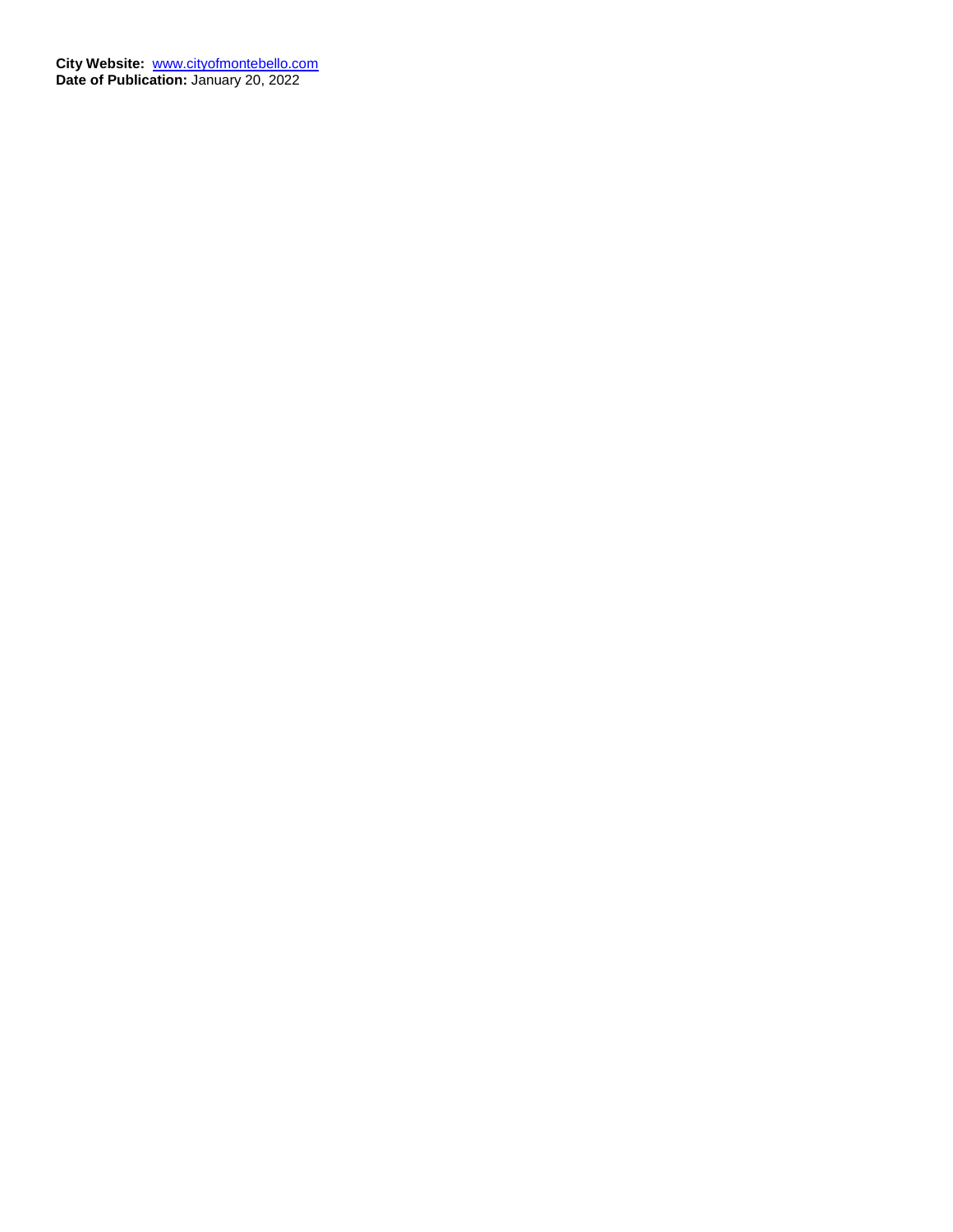**City Website:** [www.cityofmontebello.com](http://www.cityofmontebello.com)
**Date of Publication:** January 20, 2022